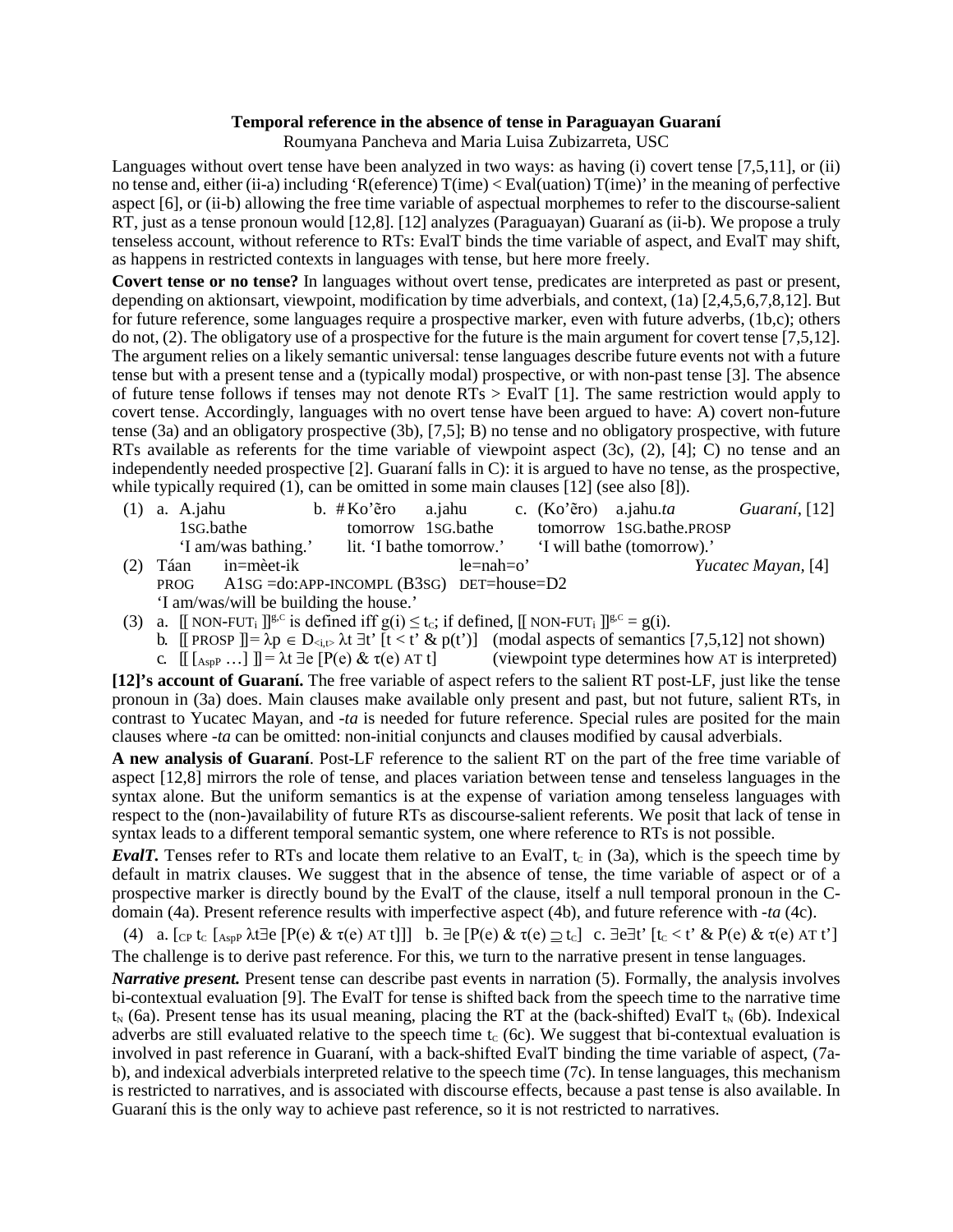# Temporal reference in the absence of tense in Paraguayan Guaraní

Roumyana Pancheva and Maria Luisa Zubizarreta, USC

Languages without overt tense have been analyzed in two ways: as having (i) covert tense [7,5,11], or (ii) no tense and, either (ii-a) including 'R(eference) T(ime) < Eval(uation) T(ime)' in the meaning of perfective aspect [6], or (ii-b) allowing the free time variable of aspectual morphemes to refer to the discourse-salient RT, just as a tense pronoun would [12,8]. [12] analyzes (Paraguayan) Guaraní as (ii-b). We propose a truly tenseless account, without reference to RTs: EvalT binds the time variable of aspect, and EvalT may shift, as happens in restricted contexts in languages with tense, but here more freely.

**Covert tense or no tense?** In languages without overt tense, predicates are interpreted as past or present, depending on aktionsart, viewpoint, modification by time adverbials, and context, (1a) [2,4,5,6,7,8,12]. But for future reference, some languages require a prospective marker, even with future adverbs, (1b,c); others do not, (2). The obligatory use of a prospective for the future is the main argument for covert tense [7,5,12]. The argument relies on a likely semantic universal: tense languages describe future events not with a future tense but with a present tense and a (typically modal) prospective, or with non-past tense [3]. The absence of future tense follows if tenses may not denote RTs > EvalT [1]. The same restriction would apply to covert tense. Accordingly, languages with no overt tense have been argued to have: A) covert non-future tense (3a) and an obligatory prospective (3b), [7,5]; B) no tense and no obligatory prospective, with future RTs available as referents for the time variable of viewpoint aspect (3c), (2), [4]; C) no tense and an independently needed prospective [2]. Guaraní falls in C): it is argued to have no tense, as the prospective, while typically required (1), can be omitted in some main clauses [12] (see also [8]).

(1) a. A.jahu
1SG.bathe
'I am/was bathing.'

b. # Ko'ẽro a.jahu
tomorrow 1SG.bathe
lit. 'I bathe tomorrow.'

c. (Ko'ẽro) a.jahu.*ta*
tomorrow 1SG.bathe.PROSP
'I will bathe (tomorrow).' *Guaraní*, [12]

(2) Táan in=mèet-ik le=nah=o'
PROG A1SG =do:APP-INCOMPL (B3SG) DET=house=D2
'I am/was/will be building the house.' *Yucatec Mayan*, [4]

(3) a. $[\![ \text{NON-FUT}_i ]\!]^{g,c}$ is defined iff $g(i) \leq t_c$; if defined, $[\![ \text{NON-FUT}_i ]\!]^{g,c} = g(i)$.
b. $[\![ \text{PROSP} ]\!] = \lambda p \in D_{<i,t>}\ \lambda t\ \exists t'\ [t < t'\ \&\ p(t')]$ (modal aspects of semantics [7,5,12] not shown)
c. $[\![ [_{AspP} \ldots] ]\!] = \lambda t\ \exists e\ [P(e)\ \&\ \tau(e)\ \text{AT}\ t]$ (viewpoint type determines how AT is interpreted)

**[12]'s account of Guaraní.** The free variable of aspect refers to the salient RT post-LF, just like the tense pronoun in (3a) does. Main clauses make available only present and past, but not future, salient RTs, in contrast to Yucatec Mayan, and *-ta* is needed for future reference. Special rules are posited for the main clauses where *-ta* can be omitted: non-initial conjuncts and clauses modified by causal adverbials.

**A new analysis of Guaraní**. Post-LF reference to the salient RT on the part of the free time variable of aspect [12,8] mirrors the role of tense, and places variation between tense and tenseless languages in the syntax alone. But the uniform semantics is at the expense of variation among tenseless languages with respect to the (non-)availability of future RTs as discourse-salient referents. We posit that lack of tense in syntax leads to a different temporal semantic system, one where reference to RTs is not possible.

***EvalT.*** Tenses refer to RTs and locate them relative to an EvalT, $t_c$ in (3a), which is the speech time by default in matrix clauses. We suggest that in the absence of tense, the time variable of aspect or of a prospective marker is directly bound by the EvalT of the clause, itself a null temporal pronoun in the C-domain (4a). Present reference results with imperfective aspect (4b), and future reference with *-ta* (4c).

(4) a. $[_{CP}\ t_c\ [_{AspP}\ \lambda t \exists e\ [P(e)\ \&\ \tau(e)\ \text{AT}\ t]]]$ b. $\exists e\ [P(e)\ \&\ \tau(e) \supseteq t_c]$ c. $\exists e \exists t'\ [t_c < t'\ \&\ P(e)\ \&\ \tau(e)\ \text{AT}\ t']$

The challenge is to derive past reference. For this, we turn to the narrative present in tense languages.

***Narrative present.*** Present tense can describe past events in narration (5). Formally, the analysis involves bi-contextual evaluation [9]. The EvalT for tense is shifted back from the speech time to the narrative time $t_N$ (6a). Present tense has its usual meaning, placing the RT at the (back-shifted) EvalT $t_N$ (6b). Indexical adverbs are still evaluated relative to the speech time $t_c$ (6c). We suggest that bi-contextual evaluation is involved in past reference in Guaraní, with a back-shifted EvalT binding the time variable of aspect, (7a-b), and indexical adverbials interpreted relative to the speech time (7c). In tense languages, this mechanism is restricted to narratives, and is associated with discourse effects, because a past tense is also available. In Guaraní this is the only way to achieve past reference, so it is not restricted to narratives.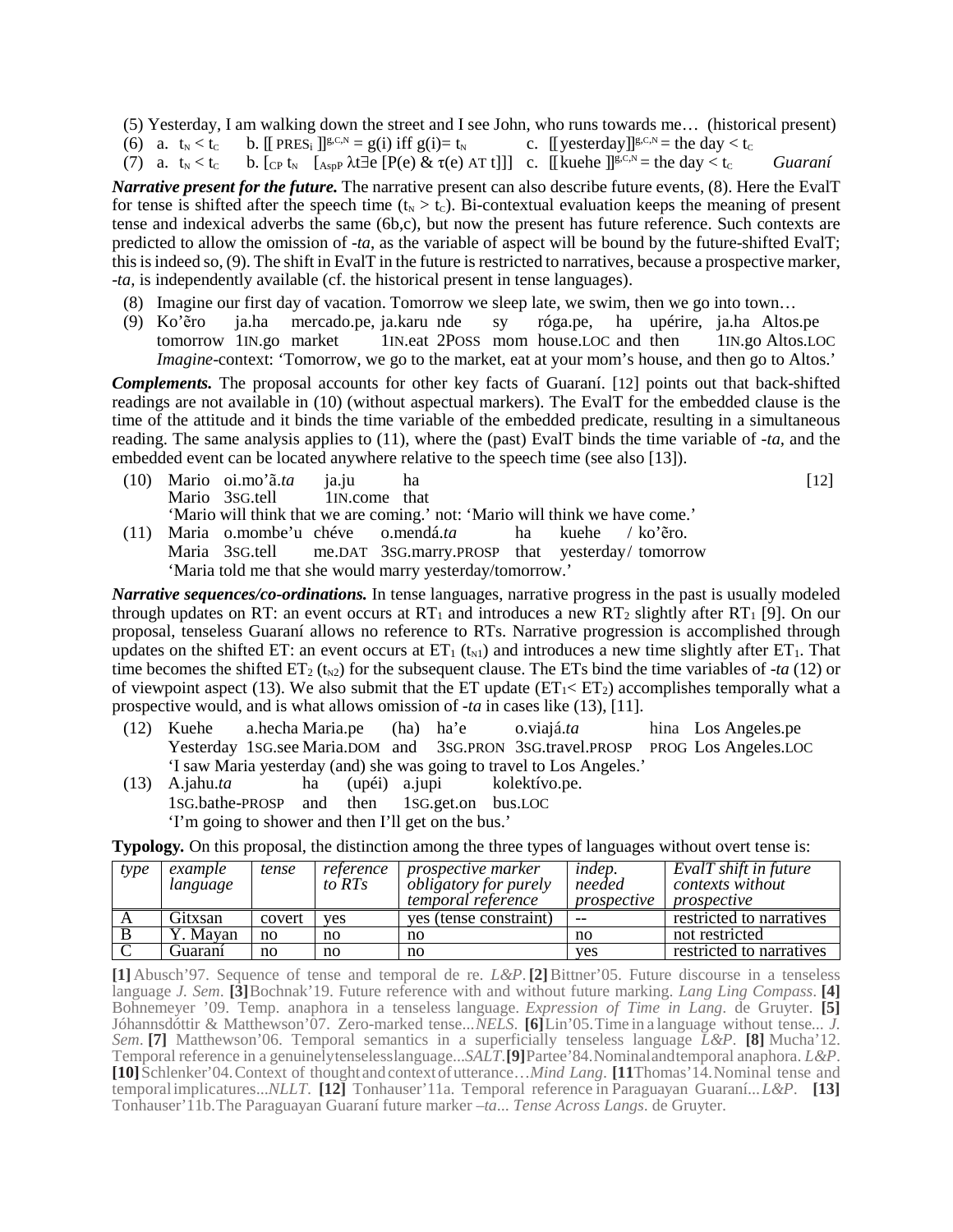(5) Yesterday, I am walking down the street and I see John, who runs towards me… (historical present)

(6) a. $t_N < t_C$ b. $[\![ \text{PRES}_i ]\!]^{g,C,N} = g(i)$ iff $g(i)= t_N$ c. $[\![\text{yesterday}]\!]^{g,C,N}$ = the day $< t_C$

(7) a. $t_N < t_C$ b. $[_{CP}\ t_N\ [_{AspP}\ \lambda t \exists e\ [P(e)\ \&\ \tau(e)\ \text{AT}\ t]]]$ c. $[\![\text{kuehe}]\!]^{g,C,N}$ = the day $< t_C$ *Guaraní*

***Narrative present for the future.*** The narrative present can also describe future events, (8). Here the EvalT for tense is shifted after the speech time ($t_N > t_C$). Bi-contextual evaluation keeps the meaning of present tense and indexical adverbs the same (6b,c), but now the present has future reference. Such contexts are predicted to allow the omission of *-ta*, as the variable of aspect will be bound by the future-shifted EvalT; this is indeed so, (9). The shift in EvalT in the future is restricted to narratives, because a prospective marker, *-ta*, is independently available (cf. the historical present in tense languages).

(8) Imagine our first day of vacation. Tomorrow we sleep late, we swim, then we go into town…

(9) Ko'ẽro ja.ha mercado.pe, ja.karu nde sy róga.pe, ha upérire, ja.ha Altos.pe
tomorrow 1IN.go market 1IN.eat 2POSS mom house.LOC and then 1IN.go Altos.LOC
*Imagine*-context: 'Tomorrow, we go to the market, eat at your mom's house, and then go to Altos.'

***Complements.*** The proposal accounts for other key facts of Guaraní. [12] points out that back-shifted readings are not available in (10) (without aspectual markers). The EvalT for the embedded clause is the time of the attitude and it binds the time variable of the embedded predicate, resulting in a simultaneous reading. The same analysis applies to (11), where the (past) EvalT binds the time variable of *-ta*, and the embedded event can be located anywhere relative to the speech time (see also [13]).

(10) Mario oi.mo'ã.*ta* ja.ju ha [12]
Mario 3SG.tell 1IN.come that
'Mario will think that we are coming.' not: 'Mario will think we have come.'

(11) Maria o.mombe'u chéve o.mendá.*ta* ha kuehe / ko'ẽro.
Maria 3SG.tell me.DAT 3SG.marry.PROSP that yesterday / tomorrow
'Maria told me that she would marry yesterday/tomorrow.'

***Narrative sequences/co-ordinations.*** In tense languages, narrative progress in the past is usually modeled through updates on RT: an event occurs at $RT_1$ and introduces a new $RT_2$ slightly after $RT_1$ [9]. On our proposal, tenseless Guaraní allows no reference to RTs. Narrative progression is accomplished through updates on the shifted ET: an event occurs at $ET_1$ ($t_{N1}$) and introduces a new time slightly after $ET_1$. That time becomes the shifted $ET_2$ ($t_{N2}$) for the subsequent clause. The ETs bind the time variables of *-ta* (12) or of viewpoint aspect (13). We also submit that the ET update ($ET_1 < ET_2$) accomplishes temporally what a prospective would, and is what allows omission of *-ta* in cases like (13), [11].

(12) Kuehe a.hecha Maria.pe (ha) ha'e o.viajá.*ta* hina Los Angeles.pe
Yesterday 1SG.see Maria.DOM and 3SG.PRON 3SG.travel.PROSP PROG Los Angeles.LOC
'I saw Maria yesterday (and) she was going to travel to Los Angeles.'

(13) A.jahu.*ta* ha (upéi) a.jupi kolektívo.pe.
1SG.bathe-PROSP and then 1SG.get.on bus.LOC
'I'm going to shower and then I'll get on the bus.'

**Typology.** On this proposal, the distinction among the three types of languages without overt tense is:

| *type* | *example language* | *tense* | *reference to RTs* | *prospective marker obligatory for purely temporal reference* | *indep. needed prospective* | *EvalT shift in future contexts without prospective* |
|---|---|---|---|---|---|---|
| A | Gitxsan | covert | yes | yes (tense constraint) | -- | restricted to narratives |
| B | Y. Mayan | no | no | no | no | not restricted |
| C | Guaraní | no | no | no | yes | restricted to narratives |

**[1]** Abusch'97. Sequence of tense and temporal de re. *L&P*. **[2]** Bittner'05. Future discourse in a tenseless language *J. Sem*. **[3]** Bochnak'19. Future reference with and without future marking. *Lang Ling Compass*. **[4]** Bohnemeyer '09. Temp. anaphora in a tenseless language. *Expression of Time in Lang*. de Gruyter. **[5]** Jóhannsdóttir & Matthewson'07. Zero-marked tense...*NELS*. **[6]** Lin'05. Time in a language without tense... *J. Sem*. **[7]** Matthewson'06. Temporal semantics in a superficially tenseless language *L&P*. **[8]** Mucha'12. Temporal reference in a genuinely tenseless language...*SALT*. **[9]** Partee'84. Nominal and temporal anaphora. *L&P*. **[10]** Schlenker'04. Context of thought and context of utterance…*Mind Lang*. **[11]** Thomas'14. Nominal tense and temporal implicatures...*NLLT*. **[12]** Tonhauser'11a. Temporal reference in Paraguayan Guaraní... *L&P*. **[13]** Tonhauser'11b. The Paraguayan Guaraní future marker –*ta*... *Tense Across Langs*. de Gruyter.